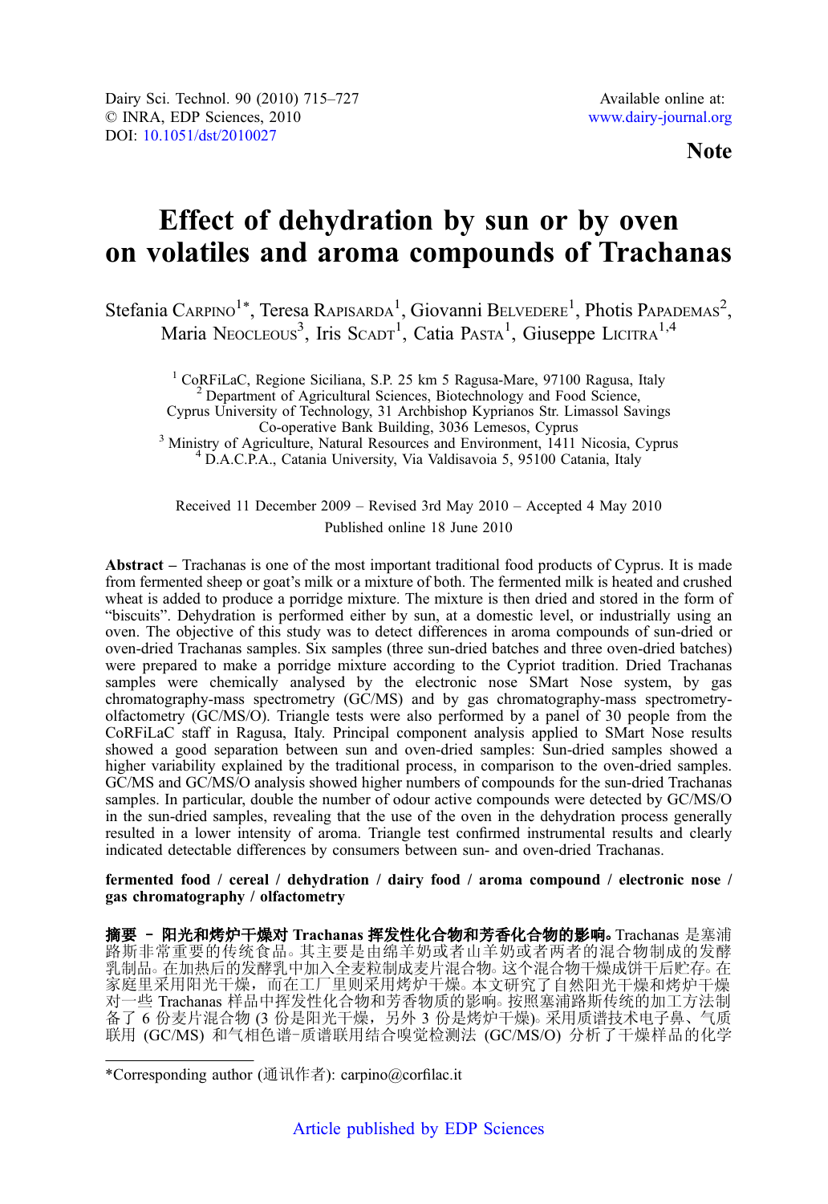Dairy Sci. Technol. 90 (2010) 715–727
© INRA, EDP Sciences, 2010
DOI: 10.1051/dst/2010027

Available online at:
www.dairy-journal.org

**Note**

# Effect of dehydration by sun or by oven on volatiles and aroma compounds of Trachanas

Stefania Carpino[1*], Teresa Rapisarda[1], Giovanni Belvedere[1], Photis Papademas[2], Maria Neocleous[3], Iris Scadt[1], Catia Pasta[1], Giuseppe Licitra[1,4]

[1] CoRFiLaC, Regione Siciliana, S.P. 25 km 5 Ragusa-Mare, 97100 Ragusa, Italy
[2] Department of Agricultural Sciences, Biotechnology and Food Science, Cyprus University of Technology, 31 Archbishop Kyprianos Str. Limassol Savings Co-operative Bank Building, 3036 Lemesos, Cyprus
[3] Ministry of Agriculture, Natural Resources and Environment, 1411 Nicosia, Cyprus
[4] D.A.C.P.A., Catania University, Via Valdisavoia 5, 95100 Catania, Italy

Received 11 December 2009 – Revised 3rd May 2010 – Accepted 4 May 2010
Published online 18 June 2010

**Abstract** – Trachanas is one of the most important traditional food products of Cyprus. It is made from fermented sheep or goat's milk or a mixture of both. The fermented milk is heated and crushed wheat is added to produce a porridge mixture. The mixture is then dried and stored in the form of "biscuits". Dehydration is performed either by sun, at a domestic level, or industrially using an oven. The objective of this study was to detect differences in aroma compounds of sun-dried or oven-dried Trachanas samples. Six samples (three sun-dried batches and three oven-dried batches) were prepared to make a porridge mixture according to the Cypriot tradition. Dried Trachanas samples were chemically analysed by the electronic nose SMart Nose system, by gas chromatography-mass spectrometry (GC/MS) and by gas chromatography-mass spectrometry-olfactometry (GC/MS/O). Triangle tests were also performed by a panel of 30 people from the CoRFiLaC staff in Ragusa, Italy. Principal component analysis applied to SMart Nose results showed a good separation between sun and oven-dried samples: Sun-dried samples showed a higher variability explained by the traditional process, in comparison to the oven-dried samples. GC/MS and GC/MS/O analysis showed higher numbers of compounds for the sun-dried Trachanas samples. In particular, double the number of odour active compounds were detected by GC/MS/O in the sun-dried samples, revealing that the use of the oven in the dehydration process generally resulted in a lower intensity of aroma. Triangle test confirmed instrumental results and clearly indicated detectable differences by consumers between sun- and oven-dried Trachanas.

**fermented food / cereal / dehydration / dairy food / aroma compound / electronic nose / gas chromatography / olfactometry**

**摘要 – 阳光和烤炉干燥对 Trachanas 挥发性化合物和芳香化合物的影响。** Trachanas 是塞浦路斯非常重要的传统食品。其主要是由绵羊奶或者山羊奶或者两者的混合物制成的发酵乳制品。在加热后的发酵乳中加入全麦粒制成麦片混合物。这个混合物干燥成饼干后贮存。在家庭里采用阳光干燥，而在工厂里则采用烤炉干燥。本文研究了自然阳光干燥和烤炉干燥对一些 Trachanas 样品中挥发性化合物和芳香物质的影响。按照塞浦路斯传统的加工方法制备了 6 份麦片混合物 (3 份是阳光干燥，另外 3 份是烤炉干燥)。采用质谱技术电子鼻、气质联用 (GC/MS) 和气相色谱-质谱联用结合嗅觉检测法 (GC/MS/O) 分析了干燥样品的化学

*Corresponding author (通讯作者): carpino@corfilac.it

Article published by EDP Sciences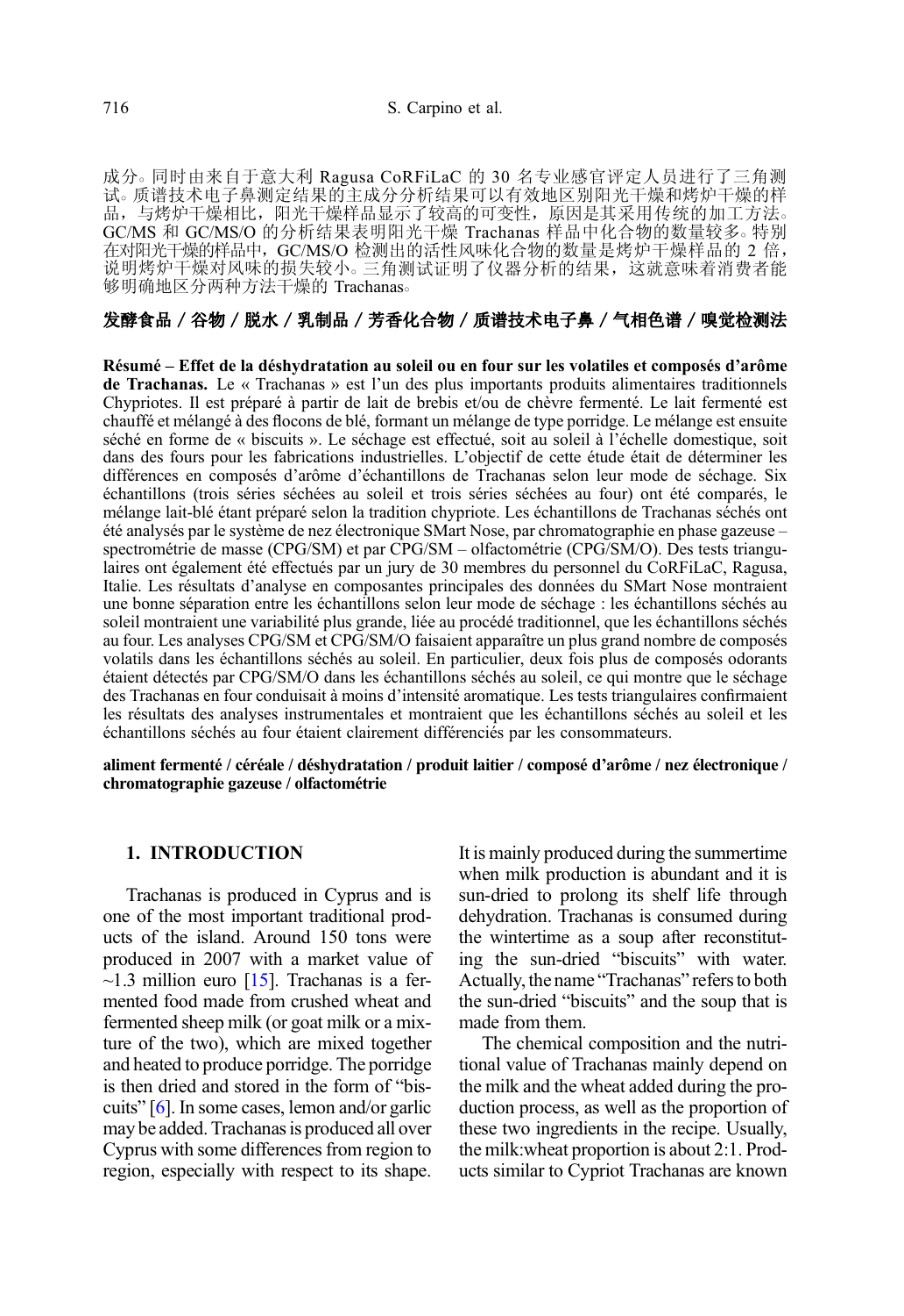成分。同时由来自于意大利 Ragusa CoRFiLaC 的 30 名专业感官评定人员进行了三角测试。质谱技术电子鼻测定结果的主成分分析结果可以有效地区别阳光干燥和烤炉干燥的样品，与烤炉干燥相比，阳光干燥样品显示了较高的可变性，原因是其采用传统的加工方法。GC/MS 和 GC/MS/O 的分析结果表明阳光干燥 Trachanas 样品中化合物的数量较多。特别在对阳光干燥的样品中，GC/MS/O 检测出的活性风味化合物的数量是烤炉干燥样品的 2 倍，说明烤炉干燥对风味的损失较小。三角测试证明了仪器分析的结果，这就意味着消费者能够明确地区分两种方法干燥的 Trachanas。

**发酵食品 / 谷物 / 脱水 / 乳制品 / 芳香化合物 / 质谱技术电子鼻 / 气相色谱 / 嗅觉检测法**

**Résumé – Effet de la déshydratation au soleil ou en four sur les volatiles et composés d'arôme de Trachanas.** Le « Trachanas » est l'un des plus importants produits alimentaires traditionnels Chypriotes. Il est préparé à partir de lait de brebis et/ou de chèvre fermenté. Le lait fermenté est chauffé et mélangé à des flocons de blé, formant un mélange de type porridge. Le mélange est ensuite séché en forme de « biscuits ». Le séchage est effectué, soit au soleil à l'échelle domestique, soit dans des fours pour les fabrications industrielles. L'objectif de cette étude était de déterminer les différences en composés d'arôme d'échantillons de Trachanas selon leur mode de séchage. Six échantillons (trois séries séchées au soleil et trois séries séchées au four) ont été comparés, le mélange lait-blé étant préparé selon la tradition chypriote. Les échantillons de Trachanas séchés ont été analysés par le système de nez électronique SMart Nose, par chromatographie en phase gazeuse – spectrométrie de masse (CPG/SM) et par CPG/SM – olfactométrie (CPG/SM/O). Des tests triangulaires ont également été effectués par un jury de 30 membres du personnel du CoRFiLaC, Ragusa, Italie. Les résultats d'analyse en composantes principales des données du SMart Nose montraient une bonne séparation entre les échantillons selon leur mode de séchage : les échantillons séchés au soleil montraient une variabilité plus grande, liée au procédé traditionnel, que les échantillons séchés au four. Les analyses CPG/SM et CPG/SM/O faisaient apparaître un plus grand nombre de composés volatils dans les échantillons séchés au soleil. En particulier, deux fois plus de composés odorants étaient détectés par CPG/SM/O dans les échantillons séchés au soleil, ce qui montre que le séchage des Trachanas en four conduisait à moins d'intensité aromatique. Les tests triangulaires confirmaient les résultats des analyses instrumentales et montraient que les échantillons séchés au soleil et les échantillons séchés au four étaient clairement différenciés par les consommateurs.

**aliment fermenté / céréale / déshydratation / produit laitier / composé d'arôme / nez électronique / chromatographie gazeuse / olfactométrie**

## 1. INTRODUCTION

Trachanas is produced in Cyprus and is one of the most important traditional products of the island. Around 150 tons were produced in 2007 with a market value of ~1.3 million euro [15]. Trachanas is a fermented food made from crushed wheat and fermented sheep milk (or goat milk or a mixture of the two), which are mixed together and heated to produce porridge. The porridge is then dried and stored in the form of "biscuits" [6]. In some cases, lemon and/or garlic may be added. Trachanas is produced all over Cyprus with some differences from region to region, especially with respect to its shape. It is mainly produced during the summertime when milk production is abundant and it is sun-dried to prolong its shelf life through dehydration. Trachanas is consumed during the wintertime as a soup after reconstituting the sun-dried "biscuits" with water. Actually, the name "Trachanas" refers to both the sun-dried "biscuits" and the soup that is made from them.

The chemical composition and the nutritional value of Trachanas mainly depend on the milk and the wheat added during the production process, as well as the proportion of these two ingredients in the recipe. Usually, the milk:wheat proportion is about 2:1. Products similar to Cypriot Trachanas are known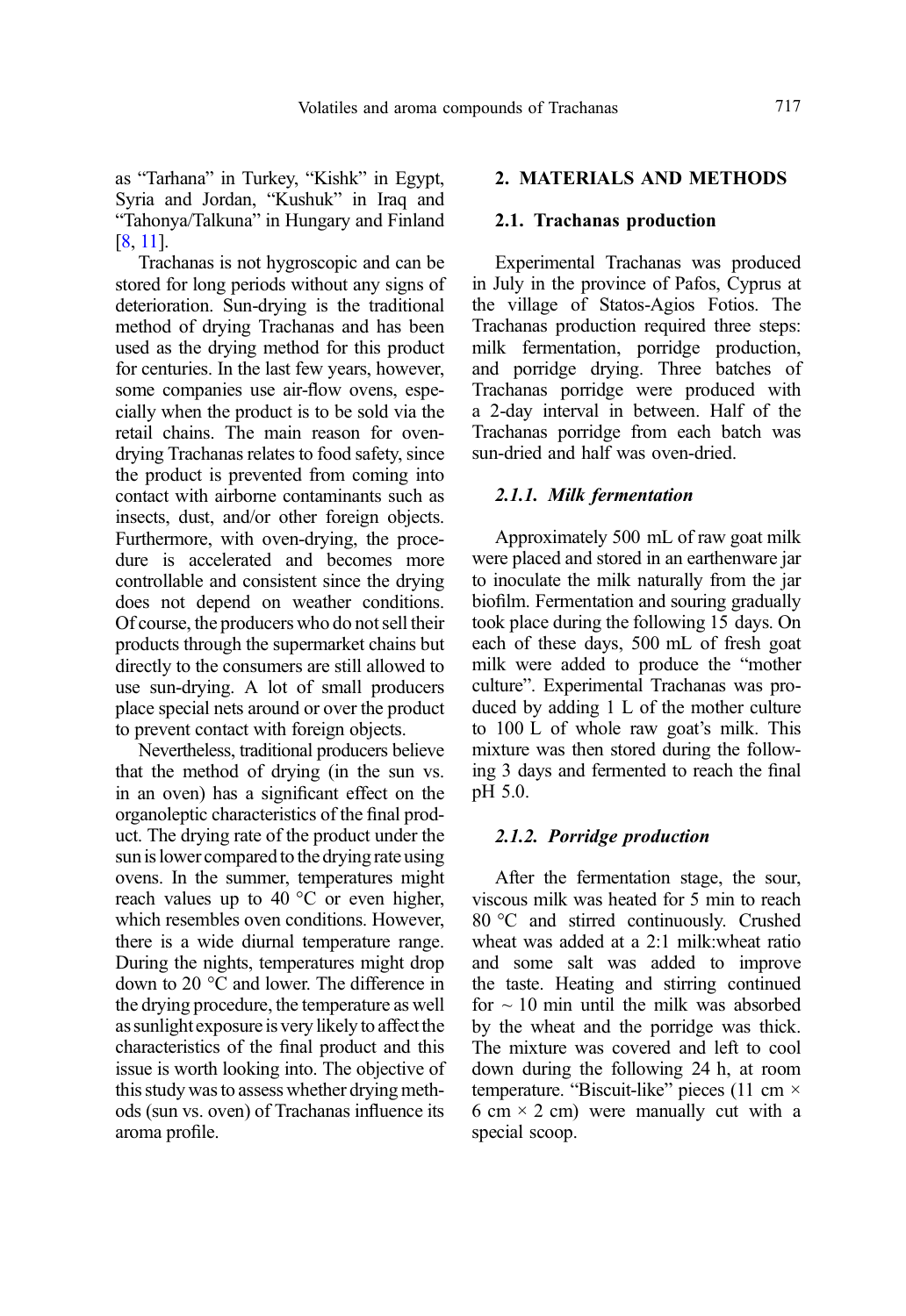as "Tarhana" in Turkey, "Kishk" in Egypt, Syria and Jordan, "Kushuk" in Iraq and "Tahonya/Talkuna" in Hungary and Finland [8, 11].

Trachanas is not hygroscopic and can be stored for long periods without any signs of deterioration. Sun-drying is the traditional method of drying Trachanas and has been used as the drying method for this product for centuries. In the last few years, however, some companies use air-flow ovens, especially when the product is to be sold via the retail chains. The main reason for oven-drying Trachanas relates to food safety, since the product is prevented from coming into contact with airborne contaminants such as insects, dust, and/or other foreign objects. Furthermore, with oven-drying, the procedure is accelerated and becomes more controllable and consistent since the drying does not depend on weather conditions. Of course, the producers who do not sell their products through the supermarket chains but directly to the consumers are still allowed to use sun-drying. A lot of small producers place special nets around or over the product to prevent contact with foreign objects.

Nevertheless, traditional producers believe that the method of drying (in the sun vs. in an oven) has a significant effect on the organoleptic characteristics of the final product. The drying rate of the product under the sun is lower compared to the drying rate using ovens. In the summer, temperatures might reach values up to 40 °C or even higher, which resembles oven conditions. However, there is a wide diurnal temperature range. During the nights, temperatures might drop down to 20 °C and lower. The difference in the drying procedure, the temperature as well as sunlight exposure is very likely to affect the characteristics of the final product and this issue is worth looking into. The objective of this study was to assess whether drying methods (sun vs. oven) of Trachanas influence its aroma profile.

## 2. MATERIALS AND METHODS

### 2.1. Trachanas production

Experimental Trachanas was produced in July in the province of Pafos, Cyprus at the village of Statos-Agios Fotios. The Trachanas production required three steps: milk fermentation, porridge production, and porridge drying. Three batches of Trachanas porridge were produced with a 2-day interval in between. Half of the Trachanas porridge from each batch was sun-dried and half was oven-dried.

#### *2.1.1. Milk fermentation*

Approximately 500 mL of raw goat milk were placed and stored in an earthenware jar to inoculate the milk naturally from the jar biofilm. Fermentation and souring gradually took place during the following 15 days. On each of these days, 500 mL of fresh goat milk were added to produce the "mother culture". Experimental Trachanas was produced by adding 1 L of the mother culture to 100 L of whole raw goat's milk. This mixture was then stored during the following 3 days and fermented to reach the final pH 5.0.

#### *2.1.2. Porridge production*

After the fermentation stage, the sour, viscous milk was heated for 5 min to reach 80 °C and stirred continuously. Crushed wheat was added at a 2:1 milk:wheat ratio and some salt was added to improve the taste. Heating and stirring continued for ~ 10 min until the milk was absorbed by the wheat and the porridge was thick. The mixture was covered and left to cool down during the following 24 h, at room temperature. "Biscuit-like" pieces (11 cm × 6 cm × 2 cm) were manually cut with a special scoop.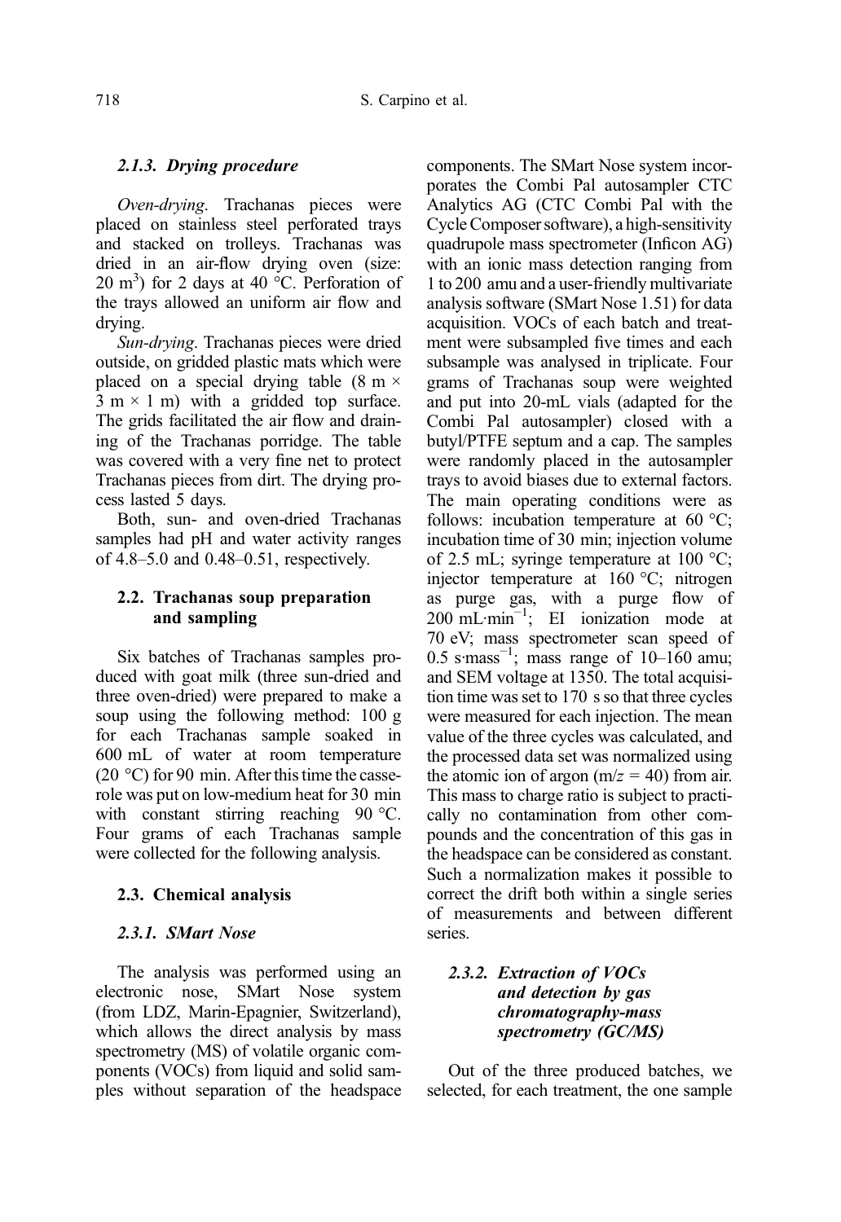#### 2.1.3. *Drying procedure*

*Oven-drying*. Trachanas pieces were placed on stainless steel perforated trays and stacked on trolleys. Trachanas was dried in an air-flow drying oven (size: 20 $m^3$) for 2 days at 40 °C. Perforation of the trays allowed an uniform air flow and drying.

*Sun-drying*. Trachanas pieces were dried outside, on gridded plastic mats which were placed on a special drying table (8 m × 3 m × 1 m) with a gridded top surface. The grids facilitated the air flow and draining of the Trachanas porridge. The table was covered with a very fine net to protect Trachanas pieces from dirt. The drying process lasted 5 days.

Both, sun- and oven-dried Trachanas samples had pH and water activity ranges of 4.8–5.0 and 0.48–0.51, respectively.

### 2.2. Trachanas soup preparation and sampling

Six batches of Trachanas samples produced with goat milk (three sun-dried and three oven-dried) were prepared to make a soup using the following method: 100 g for each Trachanas sample soaked in 600 mL of water at room temperature (20 °C) for 90 min. After this time the casserole was put on low-medium heat for 30 min with constant stirring reaching 90 °C. Four grams of each Trachanas sample were collected for the following analysis.

### 2.3. Chemical analysis

#### 2.3.1. *SMart Nose*

The analysis was performed using an electronic nose, SMart Nose system (from LDZ, Marin-Epagnier, Switzerland), which allows the direct analysis by mass spectrometry (MS) of volatile organic components (VOCs) from liquid and solid samples without separation of the headspace components. The SMart Nose system incorporates the Combi Pal autosampler CTC Analytics AG (CTC Combi Pal with the Cycle Composer software), a high-sensitivity quadrupole mass spectrometer (Inficon AG) with an ionic mass detection ranging from 1 to 200 amu and a user-friendly multivariate analysis software (SMart Nose 1.51) for data acquisition. VOCs of each batch and treatment were subsampled five times and each subsample was analysed in triplicate. Four grams of Trachanas soup were weighted and put into 20-mL vials (adapted for the Combi Pal autosampler) closed with a butyl/PTFE septum and a cap. The samples were randomly placed in the autosampler trays to avoid biases due to external factors. The main operating conditions were as follows: incubation temperature at 60 °C; incubation time of 30 min; injection volume of 2.5 mL; syringe temperature at 100 °C; injector temperature at 160 °C; nitrogen as purge gas, with a purge flow of 200 $mL \cdot min^{-1}$; EI ionization mode at 70 eV; mass spectrometer scan speed of 0.5 $s \cdot mass^{-1}$; mass range of 10–160 amu; and SEM voltage at 1350. The total acquisition time was set to 170 s so that three cycles were measured for each injection. The mean value of the three cycles was calculated, and the processed data set was normalized using the atomic ion of argon ($m/z = 40$) from air. This mass to charge ratio is subject to practically no contamination from other compounds and the concentration of this gas in the headspace can be considered as constant. Such a normalization makes it possible to correct the drift both within a single series of measurements and between different series.

#### 2.3.2. *Extraction of VOCs and detection by gas chromatography-mass spectrometry (GC/MS)*

Out of the three produced batches, we selected, for each treatment, the one sample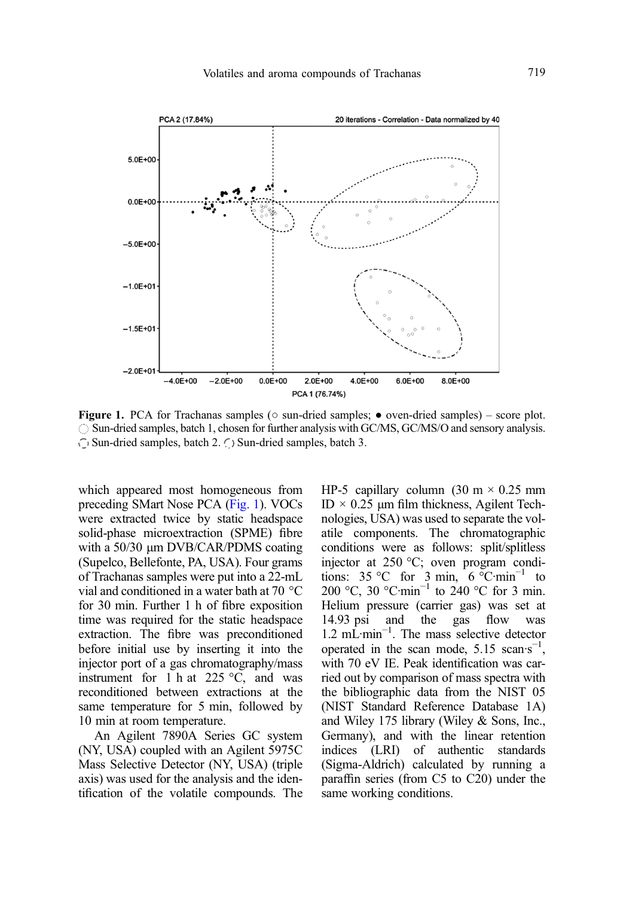**Figure 1.** PCA for Trachanas samples (○ sun-dried samples; ● oven-dried samples) – score plot. ◌ Sun-dried samples, batch 1, chosen for further analysis with GC/MS, GC/MS/O and sensory analysis. ◌ Sun-dried samples, batch 2. ◌ Sun-dried samples, batch 3.

which appeared most homogeneous from preceding SMart Nose PCA (Fig. 1). VOCs were extracted twice by static headspace solid-phase microextraction (SPME) fibre with a 50/30 μm DVB/CAR/PDMS coating (Supelco, Bellefonte, PA, USA). Four grams of Trachanas samples were put into a 22-mL vial and conditioned in a water bath at 70 °C for 30 min. Further 1 h of fibre exposition time was required for the static headspace extraction. The fibre was preconditioned before initial use by inserting it into the injector port of a gas chromatography/mass instrument for 1 h at 225 °C, and was reconditioned between extractions at the same temperature for 5 min, followed by 10 min at room temperature.

An Agilent 7890A Series GC system (NY, USA) coupled with an Agilent 5975C Mass Selective Detector (NY, USA) (triple axis) was used for the analysis and the identification of the volatile compounds. The HP-5 capillary column (30 m × 0.25 mm ID × 0.25 μm film thickness, Agilent Technologies, USA) was used to separate the volatile components. The chromatographic conditions were as follows: split/splitless injector at 250 °C; oven program conditions: 35 °C for 3 min, 6 $°C \cdot min^{-1}$ to 200 °C, 30 $°C \cdot min^{-1}$ to 240 °C for 3 min. Helium pressure (carrier gas) was set at 14.93 psi and the gas flow was 1.2 $mL \cdot min^{-1}$. The mass selective detector operated in the scan mode, 5.15 $scan \cdot s^{-1}$, with 70 eV IE. Peak identification was carried out by comparison of mass spectra with the bibliographic data from the NIST 05 (NIST Standard Reference Database 1A) and Wiley 175 library (Wiley & Sons, Inc., Germany), and with the linear retention indices (LRI) of authentic standards (Sigma-Aldrich) calculated by running a paraffin series (from C5 to C20) under the same working conditions.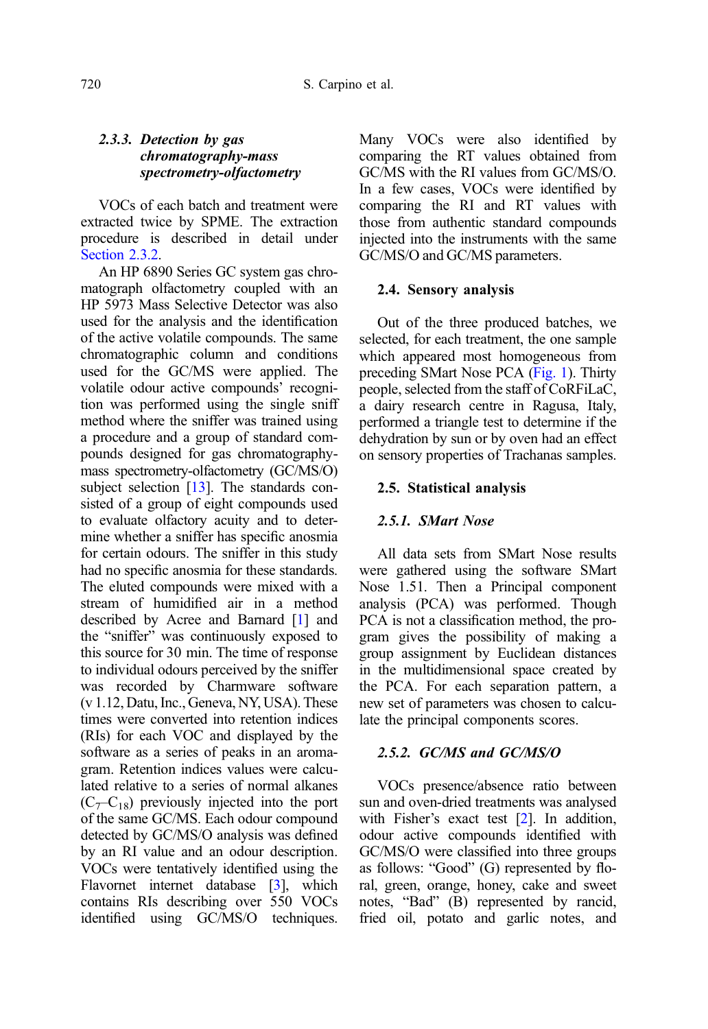#### 2.3.3. Detection by gas chromatography-mass spectrometry-olfactometry

VOCs of each batch and treatment were extracted twice by SPME. The extraction procedure is described in detail under Section 2.3.2.

An HP 6890 Series GC system gas chromatograph olfactometry coupled with an HP 5973 Mass Selective Detector was also used for the analysis and the identification of the active volatile compounds. The same chromatographic column and conditions used for the GC/MS were applied. The volatile odour active compounds' recognition was performed using the single sniff method where the sniffer was trained using a procedure and a group of standard compounds designed for gas chromatography-mass spectrometry-olfactometry (GC/MS/O) subject selection [13]. The standards consisted of a group of eight compounds used to evaluate olfactory acuity and to determine whether a sniffer has specific anosmia for certain odours. The sniffer in this study had no specific anosmia for these standards. The eluted compounds were mixed with a stream of humidified air in a method described by Acree and Barnard [1] and the "sniffer" was continuously exposed to this source for 30 min. The time of response to individual odours perceived by the sniffer was recorded by Charmware software (v 1.12, Datu, Inc., Geneva, NY, USA). These times were converted into retention indices (RIs) for each VOC and displayed by the software as a series of peaks in an aromagram. Retention indices values were calculated relative to a series of normal alkanes ($C_7$–$C_{18}$) previously injected into the port of the same GC/MS. Each odour compound detected by GC/MS/O analysis was defined by an RI value and an odour description. VOCs were tentatively identified using the Flavornet internet database [3], which contains RIs describing over 550 VOCs identified using GC/MS/O techniques. Many VOCs were also identified by comparing the RT values obtained from GC/MS with the RI values from GC/MS/O. In a few cases, VOCs were identified by comparing the RI and RT values with those from authentic standard compounds injected into the instruments with the same GC/MS/O and GC/MS parameters.

### 2.4. Sensory analysis

Out of the three produced batches, we selected, for each treatment, the one sample which appeared most homogeneous from preceding SMart Nose PCA (Fig. 1). Thirty people, selected from the staff of CoRFiLaC, a dairy research centre in Ragusa, Italy, performed a triangle test to determine if the dehydration by sun or by oven had an effect on sensory properties of Trachanas samples.

### 2.5. Statistical analysis

#### 2.5.1. SMart Nose

All data sets from SMart Nose results were gathered using the software SMart Nose 1.51. Then a Principal component analysis (PCA) was performed. Though PCA is not a classification method, the program gives the possibility of making a group assignment by Euclidean distances in the multidimensional space created by the PCA. For each separation pattern, a new set of parameters was chosen to calculate the principal components scores.

#### 2.5.2. GC/MS and GC/MS/O

VOCs presence/absence ratio between sun and oven-dried treatments was analysed with Fisher's exact test [2]. In addition, odour active compounds identified with GC/MS/O were classified into three groups as follows: "Good" (G) represented by floral, green, orange, honey, cake and sweet notes, "Bad" (B) represented by rancid, fried oil, potato and garlic notes, and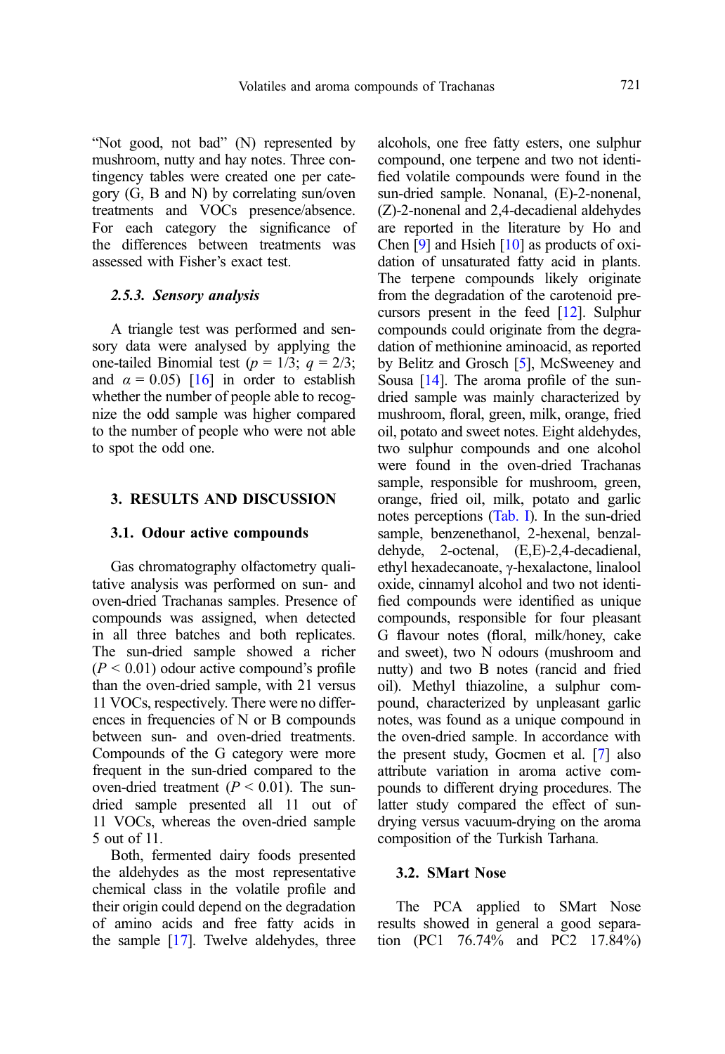"Not good, not bad" (N) represented by mushroom, nutty and hay notes. Three contingency tables were created one per category (G, B and N) by correlating sun/oven treatments and VOCs presence/absence. For each category the significance of the differences between treatments was assessed with Fisher's exact test.

#### 2.5.3. Sensory analysis

A triangle test was performed and sensory data were analysed by applying the one-tailed Binomial test ($p = 1/3$; $q = 2/3$; and $\alpha = 0.05$) [16] in order to establish whether the number of people able to recognize the odd sample was higher compared to the number of people who were not able to spot the odd one.

## 3. RESULTS AND DISCUSSION

### 3.1. Odour active compounds

Gas chromatography olfactometry qualitative analysis was performed on sun- and oven-dried Trachanas samples. Presence of compounds was assigned, when detected in all three batches and both replicates. The sun-dried sample showed a richer ($P < 0.01$) odour active compound's profile than the oven-dried sample, with 21 versus 11 VOCs, respectively. There were no differences in frequencies of N or B compounds between sun- and oven-dried treatments. Compounds of the G category were more frequent in the sun-dried compared to the oven-dried treatment ($P < 0.01$). The sun-dried sample presented all 11 out of 11 VOCs, whereas the oven-dried sample 5 out of 11.

Both, fermented dairy foods presented the aldehydes as the most representative chemical class in the volatile profile and their origin could depend on the degradation of amino acids and free fatty acids in the sample [17]. Twelve aldehydes, three alcohols, one free fatty esters, one sulphur compound, one terpene and two not identified volatile compounds were found in the sun-dried sample. Nonanal, (E)-2-nonenal, (Z)-2-nonenal and 2,4-decadienal aldehydes are reported in the literature by Ho and Chen [9] and Hsieh [10] as products of oxidation of unsaturated fatty acid in plants. The terpene compounds likely originate from the degradation of the carotenoid precursors present in the feed [12]. Sulphur compounds could originate from the degradation of methionine aminoacid, as reported by Belitz and Grosch [5], McSweeney and Sousa [14]. The aroma profile of the sun-dried sample was mainly characterized by mushroom, floral, green, milk, orange, fried oil, potato and sweet notes. Eight aldehydes, two sulphur compounds and one alcohol were found in the oven-dried Trachanas sample, responsible for mushroom, green, orange, fried oil, milk, potato and garlic notes perceptions (Tab. I). In the sun-dried sample, benzenethanol, 2-hexenal, benzaldehyde, 2-octenal, (E,E)-2,4-decadienal, ethyl hexadecanoate, γ-hexalactone, linalool oxide, cinnamyl alcohol and two not identified compounds were identified as unique compounds, responsible for four pleasant G flavour notes (floral, milk/honey, cake and sweet), two N odours (mushroom and nutty) and two B notes (rancid and fried oil). Methyl thiazoline, a sulphur compound, characterized by unpleasant garlic notes, was found as a unique compound in the oven-dried sample. In accordance with the present study, Gocmen et al. [7] also attribute variation in aroma active compounds to different drying procedures. The latter study compared the effect of sun-drying versus vacuum-drying on the aroma composition of the Turkish Tarhana.

### 3.2. SMart Nose

The PCA applied to SMart Nose results showed in general a good separation (PC1 76.74% and PC2 17.84%)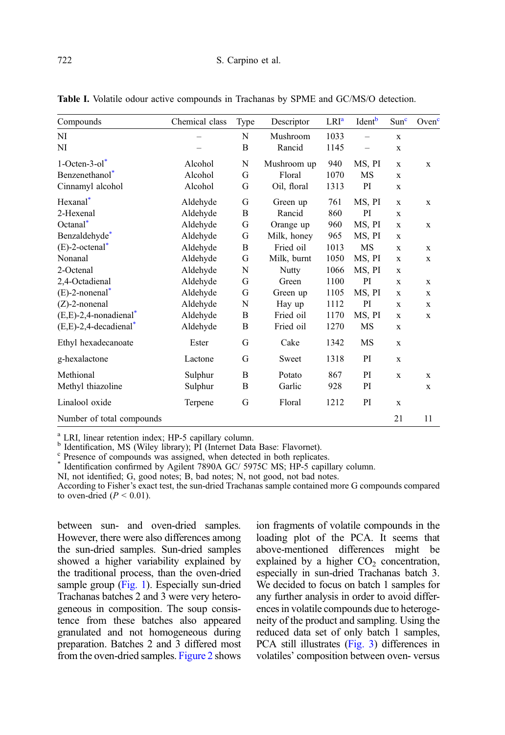**Table I.** Volatile odour active compounds in Trachanas by SPME and GC/MS/O detection.

| Compounds | Chemical class | Type | Descriptor | LRI[a] | Ident[b] | Sun[c] | Oven[c] |
|---|---|---|---|---|---|---|---|
| NI | – | N | Mushroom | 1033 | – | x | |
| NI | – | B | Rancid | 1145 | – | x | |
| 1-Octen-3-ol* | Alcohol | N | Mushroom up | 940 | MS, PI | x | x |
| Benzenethanol* | Alcohol | G | Floral | 1070 | MS | x | |
| Cinnamyl alcohol | Alcohol | G | Oil, floral | 1313 | PI | x | |
| Hexanal* | Aldehyde | G | Green up | 761 | MS, PI | x | x |
| 2-Hexenal | Aldehyde | B | Rancid | 860 | PI | x | |
| Octanal* | Aldehyde | G | Orange up | 960 | MS, PI | x | x |
| Benzaldehyde* | Aldehyde | G | Milk, honey | 965 | MS, PI | x | |
| (E)-2-octenal* | Aldehyde | B | Fried oil | 1013 | MS | x | x |
| Nonanal | Aldehyde | G | Milk, burnt | 1050 | MS, PI | x | x |
| 2-Octenal | Aldehyde | N | Nutty | 1066 | MS, PI | x | |
| 2,4-Octadienal | Aldehyde | G | Green | 1100 | PI | x | x |
| (E)-2-nonenal* | Aldehyde | G | Green up | 1105 | MS, PI | x | x |
| (Z)-2-nonenal | Aldehyde | N | Hay up | 1112 | PI | x | x |
| (E,E)-2,4-nonadienal* | Aldehyde | B | Fried oil | 1170 | MS, PI | x | x |
| (E,E)-2,4-decadienal* | Aldehyde | B | Fried oil | 1270 | MS | x | |
| Ethyl hexadecanoate | Ester | G | Cake | 1342 | MS | x | |
| g-hexalactone | Lactone | G | Sweet | 1318 | PI | x | |
| Methional | Sulphur | B | Potato | 867 | PI | x | x |
| Methyl thiazoline | Sulphur | B | Garlic | 928 | PI | | x |
| Linalool oxide | Terpene | G | Floral | 1212 | PI | x | |
| Number of total compounds | | | | | | 21 | 11 |

[a] LRI, linear retention index; HP-5 capillary column.
[b] Identification, MS (Wiley library); PI (Internet Data Base: Flavornet).
[c] Presence of compounds was assigned, when detected in both replicates.
* Identification confirmed by Agilent 7890A GC/ 5975C MS; HP-5 capillary column.
NI, not identified; G, good notes; B, bad notes; N, not good, not bad notes.
According to Fisher's exact test, the sun-dried Trachanas sample contained more G compounds compared to oven-dried ($P < 0.01$).

between sun- and oven-dried samples. However, there were also differences among the sun-dried samples. Sun-dried samples showed a higher variability explained by the traditional process, than the oven-dried sample group (Fig. 1). Especially sun-dried Trachanas batches 2 and 3 were very heterogeneous in composition. The soup consistence from these batches also appeared granulated and not homogeneous during preparation. Batches 2 and 3 differed most from the oven-dried samples. Figure 2 shows ion fragments of volatile compounds in the loading plot of the PCA. It seems that above-mentioned differences might be explained by a higher $CO_2$ concentration, especially in sun-dried Trachanas batch 3. We decided to focus on batch 1 samples for any further analysis in order to avoid differences in volatile compounds due to heterogeneity of the product and sampling. Using the reduced data set of only batch 1 samples, PCA still illustrates (Fig. 3) differences in volatiles' composition between oven- versus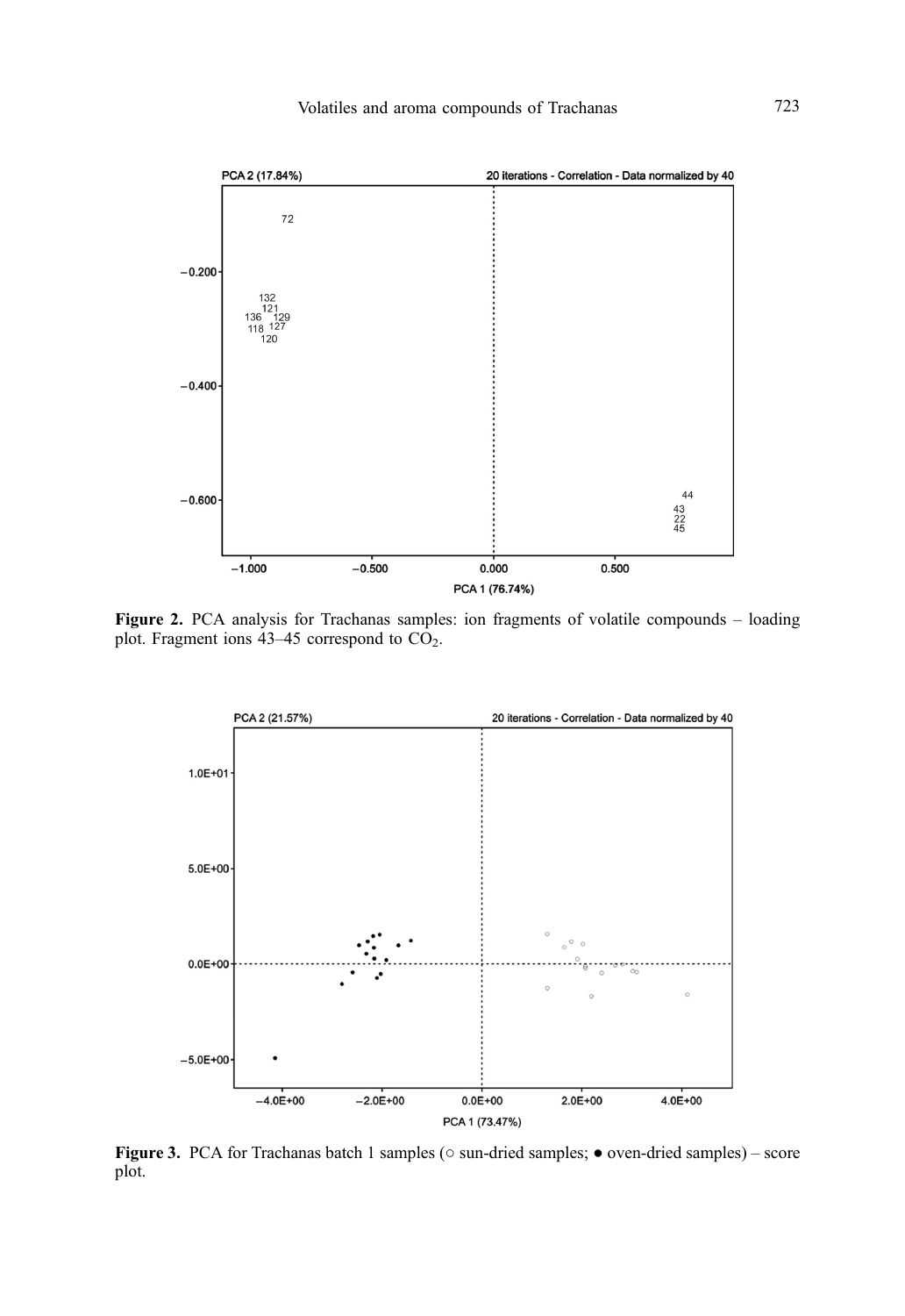**Figure 2.** PCA analysis for Trachanas samples: ion fragments of volatile compounds – loading plot. Fragment ions 43–45 correspond to $CO_2$.

**Figure 3.** PCA for Trachanas batch 1 samples (○ sun-dried samples; ● oven-dried samples) – score plot.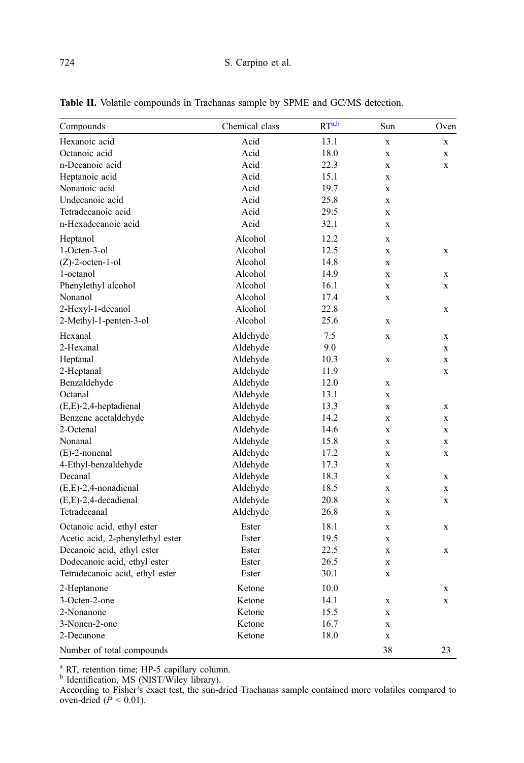**Table II.** Volatile compounds in Trachanas sample by SPME and GC/MS detection.

| Compounds | Chemical class | RT[a,b] | Sun | Oven |
|---|---|---|---|---|
| Hexanoic acid | Acid | 13.1 | x | x |
| Octanoic acid | Acid | 18.0 | x | x |
| n-Decanoic acid | Acid | 22.3 | x | x |
| Heptanoic acid | Acid | 15.1 | x | |
| Nonanoic acid | Acid | 19.7 | x | |
| Undecanoic acid | Acid | 25.8 | x | |
| Tetradecanoic acid | Acid | 29.5 | x | |
| n-Hexadecanoic acid | Acid | 32.1 | x | |
| Heptanol | Alcohol | 12.2 | x | |
| 1-Octen-3-ol | Alcohol | 12.5 | x | x |
| (Z)-2-octen-1-ol | Alcohol | 14.8 | x | |
| 1-octanol | Alcohol | 14.9 | x | x |
| Phenylethyl alcohol | Alcohol | 16.1 | x | x |
| Nonanol | Alcohol | 17.4 | x | |
| 2-Hexyl-1-decanol | Alcohol | 22.8 | | x |
| 2-Methyl-1-penten-3-ol | Alcohol | 25.6 | x | |
| Hexanal | Aldehyde | 7.5 | x | x |
| 2-Hexanal | Aldehyde | 9.0 | | x |
| Heptanal | Aldehyde | 10.3 | x | x |
| 2-Heptanal | Aldehyde | 11.9 | | x |
| Benzaldehyde | Aldehyde | 12.0 | x | |
| Octanal | Aldehyde | 13.1 | x | |
| (E,E)-2,4-heptadienal | Aldehyde | 13.3 | x | x |
| Benzene acetaldehyde | Aldehyde | 14.2 | x | x |
| 2-Octenal | Aldehyde | 14.6 | x | x |
| Nonanal | Aldehyde | 15.8 | x | x |
| (E)-2-nonenal | Aldehyde | 17.2 | x | x |
| 4-Ethyl-benzaldehyde | Aldehyde | 17.3 | x | |
| Decanal | Aldehyde | 18.3 | x | x |
| (E,E)-2,4-nonadienal | Aldehyde | 18.5 | x | x |
| (E,E)-2,4-decadienal | Aldehyde | 20.8 | x | x |
| Tetradecanal | Aldehyde | 26.8 | x | |
| Octanoic acid, ethyl ester | Ester | 18.1 | x | x |
| Acetic acid, 2-phenylethyl ester | Ester | 19.5 | x | |
| Decanoic acid, ethyl ester | Ester | 22.5 | x | x |
| Dodecanoic acid, ethyl ester | Ester | 26.5 | x | |
| Tetradecanoic acid, ethyl ester | Ester | 30.1 | x | |
| 2-Heptanone | Ketone | 10.0 | | x |
| 3-Octen-2-one | Ketone | 14.1 | x | x |
| 2-Nonanone | Ketone | 15.5 | x | |
| 3-Nonen-2-one | Ketone | 16.7 | x | |
| 2-Decanone | Ketone | 18.0 | x | |
| Number of total compounds | | | 38 | 23 |

[a] RT, retention time; HP-5 capillary column.
[b] Identification, MS (NIST/Wiley library).
According to Fisher's exact test, the sun-dried Trachanas sample contained more volatiles compared to oven-dried ($P < 0.01$).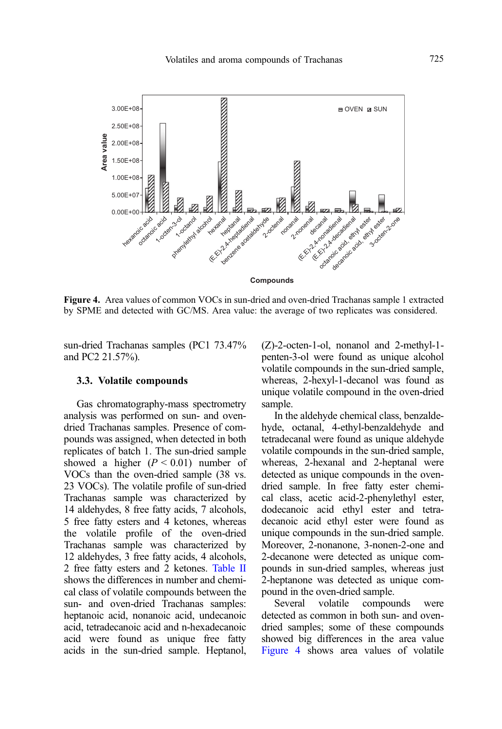Figure 4. Area values of common VOCs in sun-dried and oven-dried Trachanas sample 1 extracted by SPME and detected with GC/MS. Area value: the average of two replicates was considered.

sun-dried Trachanas samples (PC1 73.47% and PC2 21.57%).

### 3.3. Volatile compounds

Gas chromatography-mass spectrometry analysis was performed on sun- and oven-dried Trachanas samples. Presence of compounds was assigned, when detected in both replicates of batch 1. The sun-dried sample showed a higher ($P < 0.01$) number of VOCs than the oven-dried sample (38 vs. 23 VOCs). The volatile profile of sun-dried Trachanas sample was characterized by 14 aldehydes, 8 free fatty acids, 7 alcohols, 5 free fatty esters and 4 ketones, whereas the volatile profile of the oven-dried Trachanas sample was characterized by 12 aldehydes, 3 free fatty acids, 4 alcohols, 2 free fatty esters and 2 ketones. Table II shows the differences in number and chemical class of volatile compounds between the sun- and oven-dried Trachanas samples: heptanoic acid, nonanoic acid, undecanoic acid, tetradecanoic acid and n-hexadecanoic acid were found as unique free fatty acids in the sun-dried sample. Heptanol, (Z)-2-octen-1-ol, nonanol and 2-methyl-1-penten-3-ol were found as unique alcohol volatile compounds in the sun-dried sample, whereas, 2-hexyl-1-decanol was found as unique volatile compound in the oven-dried sample.

In the aldehyde chemical class, benzaldehyde, octanal, 4-ethyl-benzaldehyde and tetradecanal were found as unique aldehyde volatile compounds in the sun-dried sample, whereas, 2-hexanal and 2-heptanal were detected as unique compounds in the oven-dried sample. In free fatty ester chemical class, acetic acid-2-phenylethyl ester, dodecanoic acid ethyl ester and tetradecanoic acid ethyl ester were found as unique compounds in the sun-dried sample. Moreover, 2-nonanone, 3-nonen-2-one and 2-decanone were detected as unique compounds in sun-dried samples, whereas just 2-heptanone was detected as unique compound in the oven-dried sample.

Several volatile compounds were detected as common in both sun- and oven-dried samples; some of these compounds showed big differences in the area value Figure 4 shows area values of volatile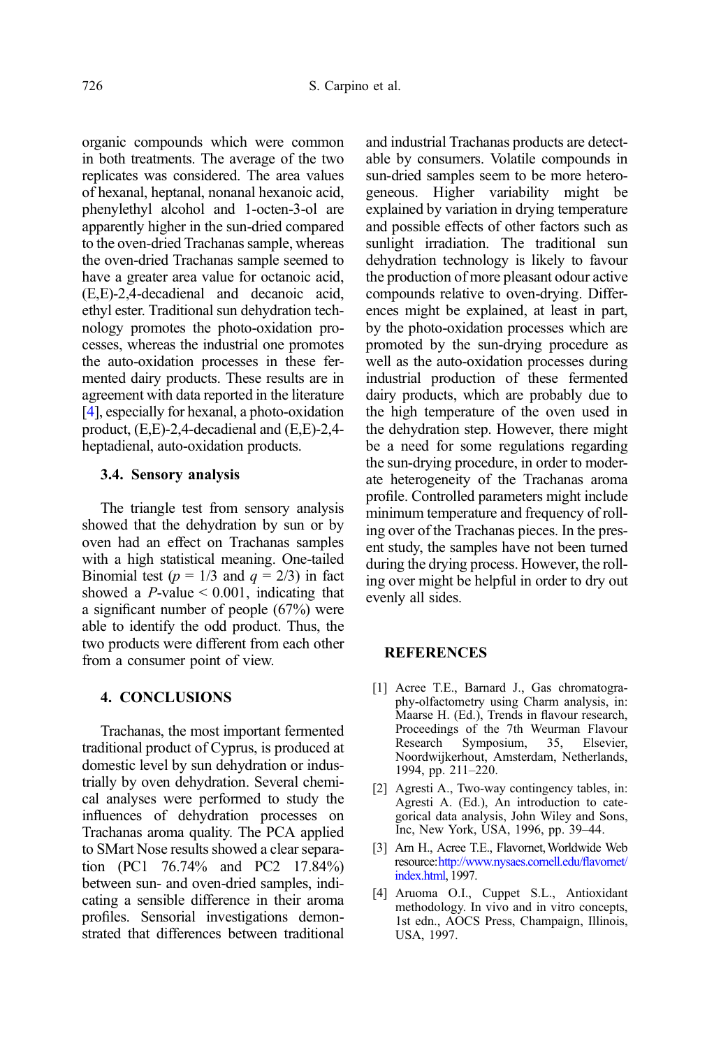organic compounds which were common in both treatments. The average of the two replicates was considered. The area values of hexanal, heptanal, nonanal hexanoic acid, phenylethyl alcohol and 1-octen-3-ol are apparently higher in the sun-dried compared to the oven-dried Trachanas sample, whereas the oven-dried Trachanas sample seemed to have a greater area value for octanoic acid, (E,E)-2,4-decadienal and decanoic acid, ethyl ester. Traditional sun dehydration technology promotes the photo-oxidation processes, whereas the industrial one promotes the auto-oxidation processes in these fermented dairy products. These results are in agreement with data reported in the literature [4], especially for hexanal, a photo-oxidation product, (E,E)-2,4-decadienal and (E,E)-2,4-heptadienal, auto-oxidation products.

### 3.4. Sensory analysis

The triangle test from sensory analysis showed that the dehydration by sun or by oven had an effect on Trachanas samples with a high statistical meaning. One-tailed Binomial test ($p$ = 1/3 and $q$ = 2/3) in fact showed a $P$-value < 0.001, indicating that a significant number of people (67%) were able to identify the odd product. Thus, the two products were different from each other from a consumer point of view.

## 4. CONCLUSIONS

Trachanas, the most important fermented traditional product of Cyprus, is produced at domestic level by sun dehydration or industrially by oven dehydration. Several chemical analyses were performed to study the influences of dehydration processes on Trachanas aroma quality. The PCA applied to SMart Nose results showed a clear separation (PC1 76.74% and PC2 17.84%) between sun- and oven-dried samples, indicating a sensible difference in their aroma profiles. Sensorial investigations demonstrated that differences between traditional and industrial Trachanas products are detectable by consumers. Volatile compounds in sun-dried samples seem to be more heterogeneous. Higher variability might be explained by variation in drying temperature and possible effects of other factors such as sunlight irradiation. The traditional sun dehydration technology is likely to favour the production of more pleasant odour active compounds relative to oven-drying. Differences might be explained, at least in part, by the photo-oxidation processes which are promoted by the sun-drying procedure as well as the auto-oxidation processes during industrial production of these fermented dairy products, which are probably due to the high temperature of the oven used in the dehydration step. However, there might be a need for some regulations regarding the sun-drying procedure, in order to moderate heterogeneity of the Trachanas aroma profile. Controlled parameters might include minimum temperature and frequency of rolling over of the Trachanas pieces. In the present study, the samples have not been turned during the drying process. However, the rolling over might be helpful in order to dry out evenly all sides.

## REFERENCES

[1] Acree T.E., Barnard J., Gas chromatography-olfactometry using Charm analysis, in: Maarse H. (Ed.), Trends in flavour research, Proceedings of the 7th Weurman Flavour Research Symposium, 35, Elsevier, Noordwijkerhout, Amsterdam, Netherlands, 1994, pp. 211–220.

[2] Agresti A., Two-way contingency tables, in: Agresti A. (Ed.), An introduction to categorical data analysis, John Wiley and Sons, Inc, New York, USA, 1996, pp. 39–44.

[3] Arn H., Acree T.E., Flavornet, Worldwide Web resource: http://www.nysaes.cornell.edu/flavornet/index.html, 1997.

[4] Aruoma O.I., Cuppet S.L., Antioxidant methodology. In vivo and in vitro concepts, 1st edn., AOCS Press, Champaign, Illinois, USA, 1997.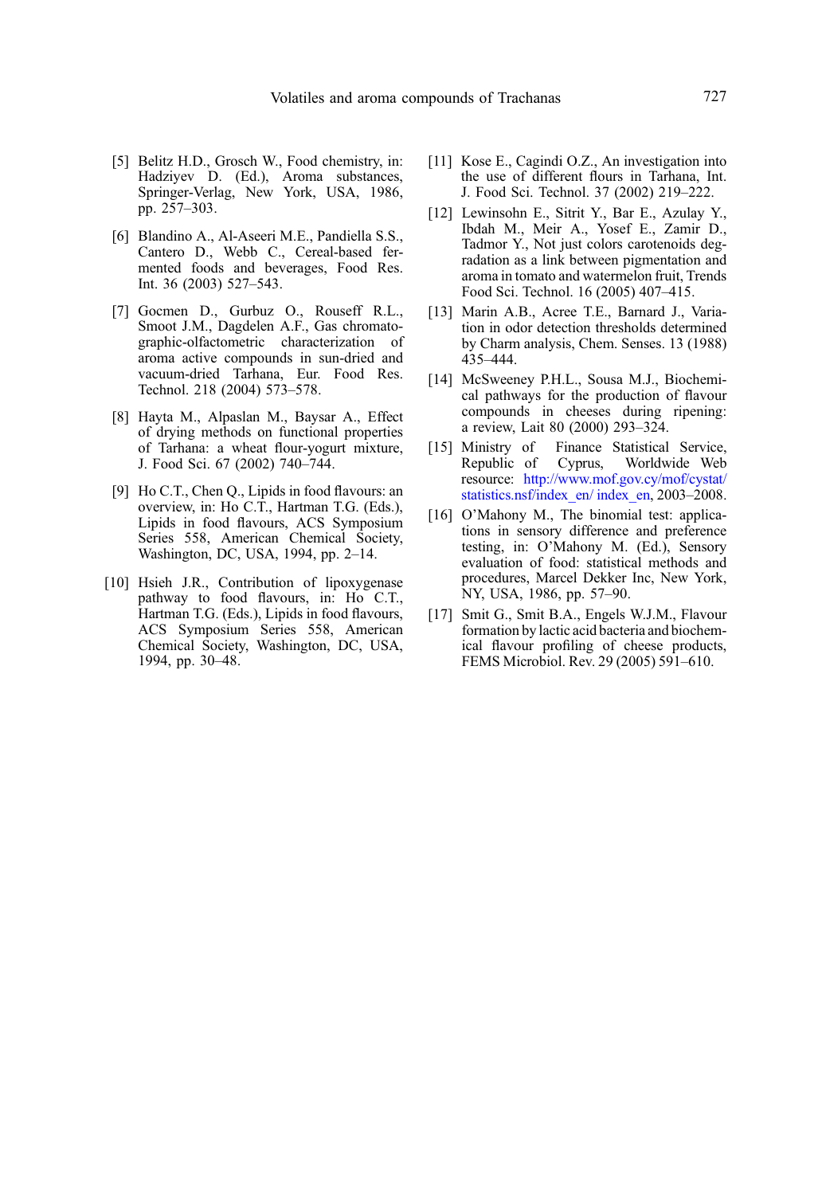[5] Belitz H.D., Grosch W., Food chemistry, in: Hadziyev D. (Ed.), Aroma substances, Springer-Verlag, New York, USA, 1986, pp. 257–303.

[6] Blandino A., Al-Aseeri M.E., Pandiella S.S., Cantero D., Webb C., Cereal-based fermented foods and beverages, Food Res. Int. 36 (2003) 527–543.

[7] Gocmen D., Gurbuz O., Rouseff R.L., Smoot J.M., Dagdelen A.F., Gas chromatographic-olfactometric characterization of aroma active compounds in sun-dried and vacuum-dried Tarhana, Eur. Food Res. Technol. 218 (2004) 573–578.

[8] Hayta M., Alpaslan M., Baysar A., Effect of drying methods on functional properties of Tarhana: a wheat flour-yogurt mixture, J. Food Sci. 67 (2002) 740–744.

[9] Ho C.T., Chen Q., Lipids in food flavours: an overview, in: Ho C.T., Hartman T.G. (Eds.), Lipids in food flavours, ACS Symposium Series 558, American Chemical Society, Washington, DC, USA, 1994, pp. 2–14.

[10] Hsieh J.R., Contribution of lipoxygenase pathway to food flavours, in: Ho C.T., Hartman T.G. (Eds.), Lipids in food flavours, ACS Symposium Series 558, American Chemical Society, Washington, DC, USA, 1994, pp. 30–48.

[11] Kose E., Cagindi O.Z., An investigation into the use of different flours in Tarhana, Int. J. Food Sci. Technol. 37 (2002) 219–222.

[12] Lewinsohn E., Sitrit Y., Bar E., Azulay Y., Ibdah M., Meir A., Yosef E., Zamir D., Tadmor Y., Not just colors carotenoids degradation as a link between pigmentation and aroma in tomato and watermelon fruit, Trends Food Sci. Technol. 16 (2005) 407–415.

[13] Marin A.B., Acree T.E., Barnard J., Variation in odor detection thresholds determined by Charm analysis, Chem. Senses. 13 (1988) 435–444.

[14] McSweeney P.H.L., Sousa M.J., Biochemical pathways for the production of flavour compounds in cheeses during ripening: a review, Lait 80 (2000) 293–324.

[15] Ministry of Finance Statistical Service, Republic of Cyprus, Worldwide Web resource: http://www.mof.gov.cy/mof/cystat/statistics.nsf/index_en/ index_en, 2003–2008.

[16] O'Mahony M., The binomial test: applications in sensory difference and preference testing, in: O'Mahony M. (Ed.), Sensory evaluation of food: statistical methods and procedures, Marcel Dekker Inc, New York, NY, USA, 1986, pp. 57–90.

[17] Smit G., Smit B.A., Engels W.J.M., Flavour formation by lactic acid bacteria and biochemical flavour profiling of cheese products, FEMS Microbiol. Rev. 29 (2005) 591–610.